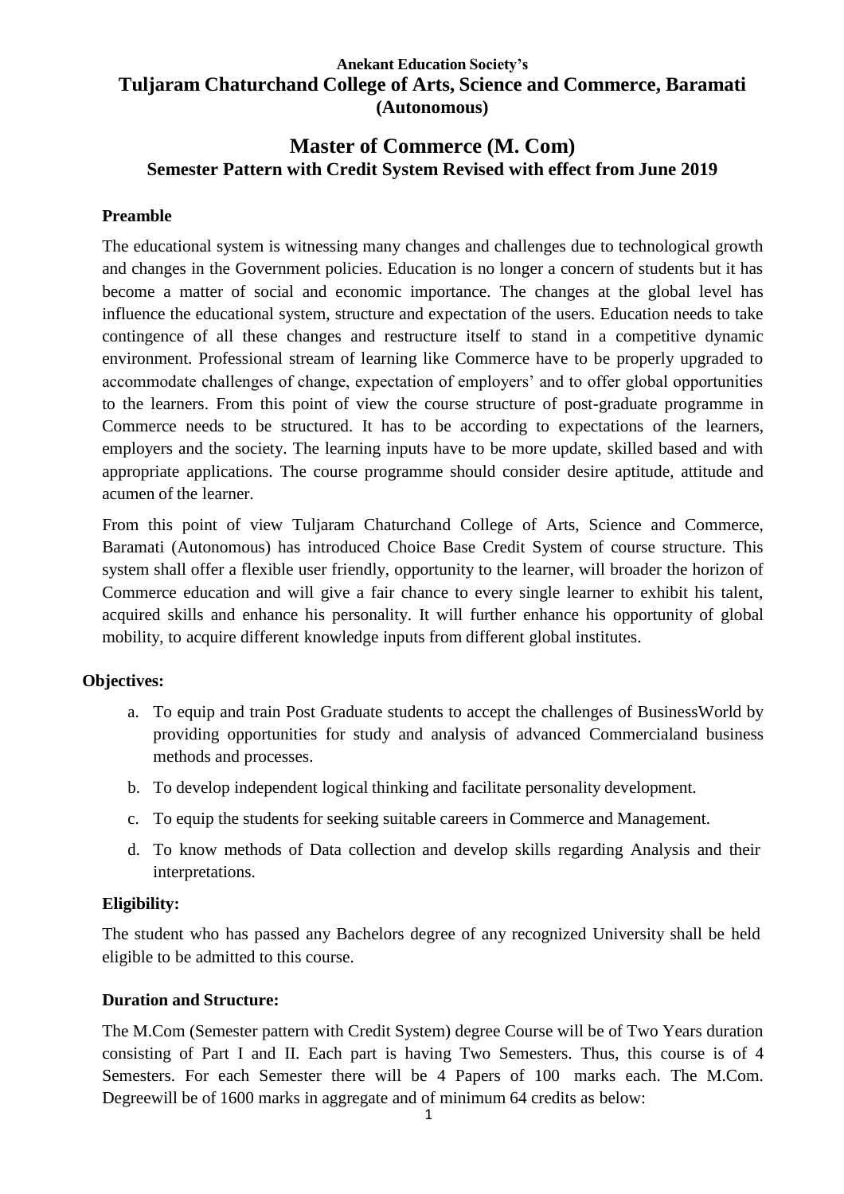**Anekant Education Society's**

# Tuljaram Chaturchand College of Arts, Science and Commerce, Baramati (Autonomous)

## Master of Commerce (M. Com)

### Semester Pattern with Credit System Revised with effect from June 2019

**Preamble**

The educational system is witnessing many changes and challenges due to technological growth and changes in the Government policies. Education is no longer a concern of students but it has become a matter of social and economic importance. The changes at the global level has influence the educational system, structure and expectation of the users. Education needs to take contingence of all these changes and restructure itself to stand in a competitive dynamic environment. Professional stream of learning like Commerce have to be properly upgraded to accommodate challenges of change, expectation of employers' and to offer global opportunities to the learners. From this point of view the course structure of post-graduate programme in Commerce needs to be structured. It has to be according to expectations of the learners, employers and the society. The learning inputs have to be more update, skilled based and with appropriate applications. The course programme should consider desire aptitude, attitude and acumen of the learner.

From this point of view Tuljaram Chaturchand College of Arts, Science and Commerce, Baramati (Autonomous) has introduced Choice Base Credit System of course structure. This system shall offer a flexible user friendly, opportunity to the learner, will broader the horizon of Commerce education and will give a fair chance to every single learner to exhibit his talent, acquired skills and enhance his personality. It will further enhance his opportunity of global mobility, to acquire different knowledge inputs from different global institutes.

**Objectives:**

a. To equip and train Post Graduate students to accept the challenges of BusinessWorld by providing opportunities for study and analysis of advanced Commercialand business methods and processes.

b. To develop independent logical thinking and facilitate personality development.

c. To equip the students for seeking suitable careers in Commerce and Management.

d. To know methods of Data collection and develop skills regarding Analysis and their interpretations.

**Eligibility:**

The student who has passed any Bachelors degree of any recognized University shall be held eligible to be admitted to this course.

**Duration and Structure:**

The M.Com (Semester pattern with Credit System) degree Course will be of Two Years duration consisting of Part I and II. Each part is having Two Semesters. Thus, this course is of 4 Semesters. For each Semester there will be 4 Papers of 100 marks each. The M.Com. Degreewill be of 1600 marks in aggregate and of minimum 64 credits as below: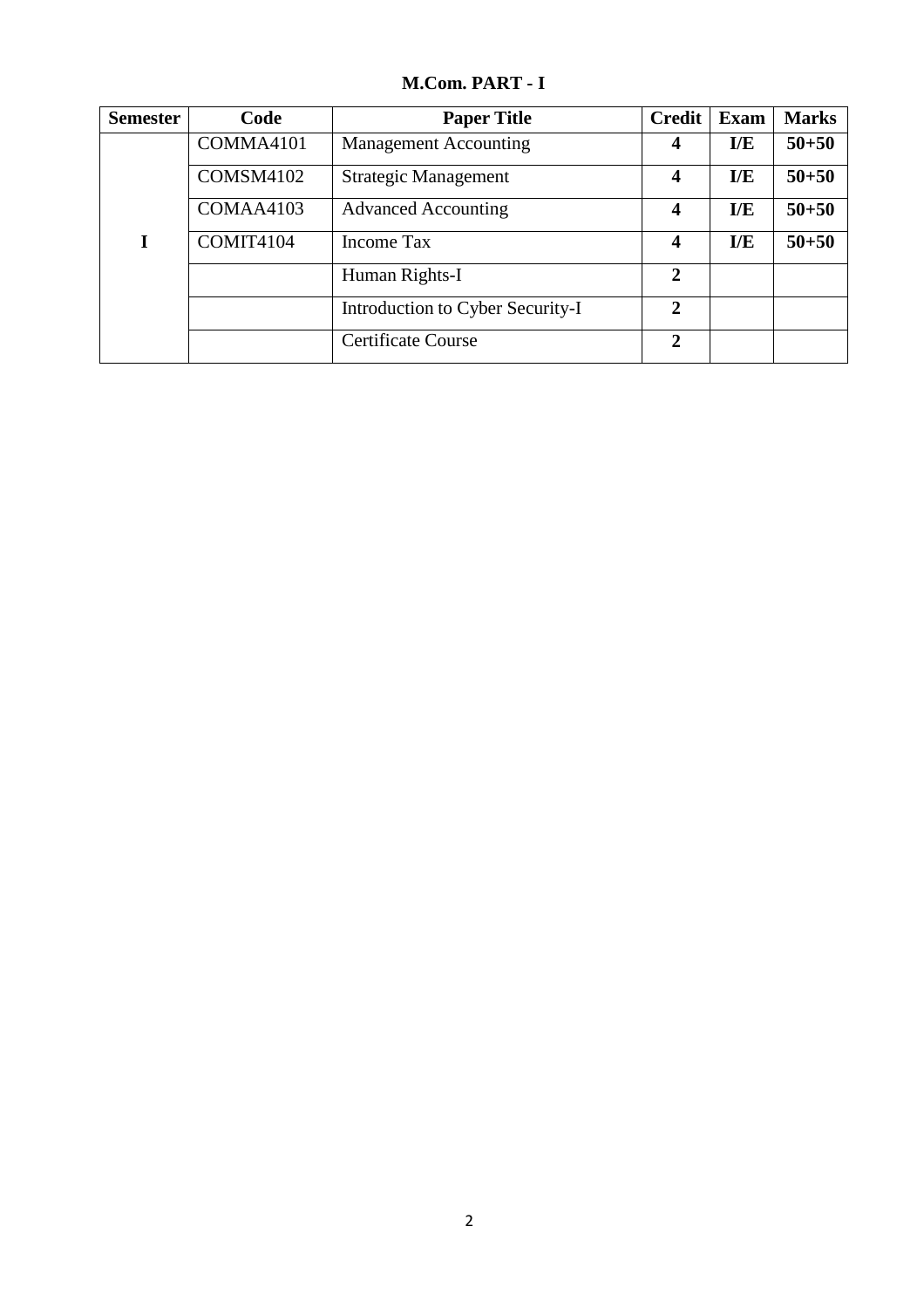**M.Com. PART - I**

| Semester | Code | Paper Title | Credit | Exam | Marks |
|---|---|---|---|---|---|
| I | COMMA4101 | Management Accounting | **4** | **I/E** | **50+50** |
| | COMSM4102 | Strategic Management | **4** | **I/E** | **50+50** |
| | COMAA4103 | Advanced Accounting | **4** | **I/E** | **50+50** |
| | COMIT4104 | Income Tax | **4** | **I/E** | **50+50** |
| | | Human Rights-I | **2** | | |
| | | Introduction to Cyber Security-I | **2** | | |
| | | Certificate Course | **2** | | |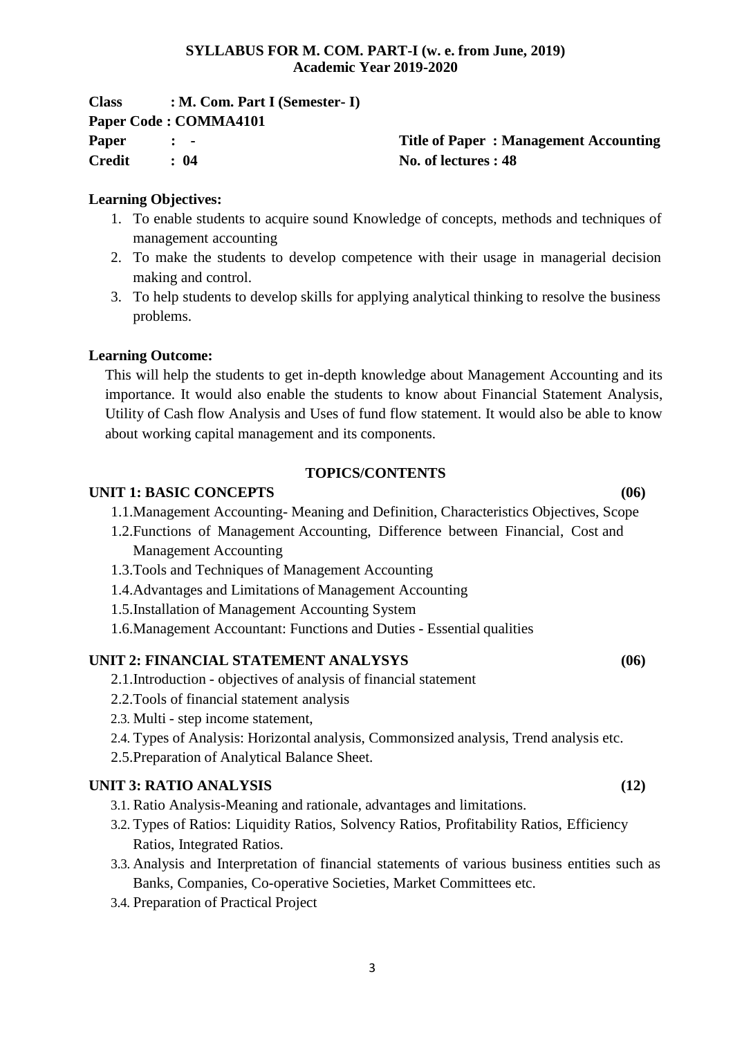**SYLLABUS FOR M. COM. PART-I (w. e. from June, 2019)**
**Academic Year 2019-2020**

**Class : M. Com. Part I (Semester- I)**
**Paper Code : COMMA4101**
**Paper : -** **Title of Paper : Management Accounting**
**Credit : 04** **No. of lectures : 48**

**Learning Objectives:**

1. To enable students to acquire sound Knowledge of concepts, methods and techniques of management accounting
2. To make the students to develop competence with their usage in managerial decision making and control.
3. To help students to develop skills for applying analytical thinking to resolve the business problems.

**Learning Outcome:**

This will help the students to get in-depth knowledge about Management Accounting and its importance. It would also enable the students to know about Financial Statement Analysis, Utility of Cash flow Analysis and Uses of fund flow statement. It would also be able to know about working capital management and its components.

**TOPICS/CONTENTS**

**UNIT 1: BASIC CONCEPTS (06)**

1.1. Management Accounting- Meaning and Definition, Characteristics Objectives, Scope
1.2. Functions of Management Accounting, Difference between Financial, Cost and Management Accounting
1.3. Tools and Techniques of Management Accounting
1.4. Advantages and Limitations of Management Accounting
1.5. Installation of Management Accounting System
1.6. Management Accountant: Functions and Duties - Essential qualities

**UNIT 2: FINANCIAL STATEMENT ANALYSYS (06)**

2.1. Introduction - objectives of analysis of financial statement
2.2. Tools of financial statement analysis
2.3. Multi - step income statement,
2.4. Types of Analysis: Horizontal analysis, Commonsized analysis, Trend analysis etc.
2.5. Preparation of Analytical Balance Sheet.

**UNIT 3: RATIO ANALYSIS (12)**

3.1. Ratio Analysis-Meaning and rationale, advantages and limitations.
3.2. Types of Ratios: Liquidity Ratios, Solvency Ratios, Profitability Ratios, Efficiency Ratios, Integrated Ratios.
3.3. Analysis and Interpretation of financial statements of various business entities such as Banks, Companies, Co-operative Societies, Market Committees etc.
3.4. Preparation of Practical Project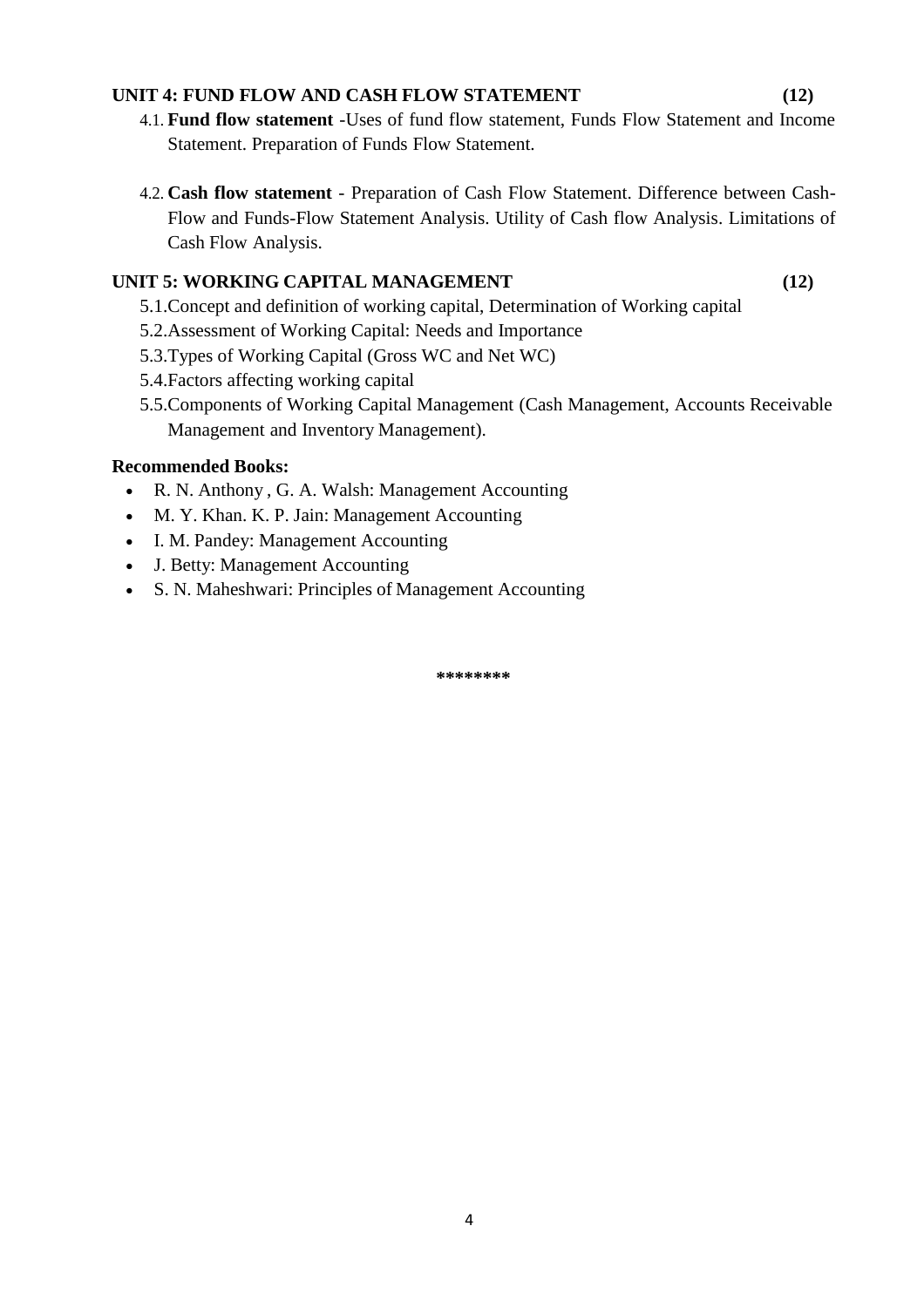### UNIT 4: FUND FLOW AND CASH FLOW STATEMENT (12)

4.1. **Fund flow statement** -Uses of fund flow statement, Funds Flow Statement and Income Statement. Preparation of Funds Flow Statement.

4.2. **Cash flow statement** - Preparation of Cash Flow Statement. Difference between Cash-Flow and Funds-Flow Statement Analysis. Utility of Cash flow Analysis. Limitations of Cash Flow Analysis.

### UNIT 5: WORKING CAPITAL MANAGEMENT (12)

5.1. Concept and definition of working capital, Determination of Working capital

5.2. Assessment of Working Capital: Needs and Importance

5.3. Types of Working Capital (Gross WC and Net WC)

5.4. Factors affecting working capital

5.5. Components of Working Capital Management (Cash Management, Accounts Receivable Management and Inventory Management).

**Recommended Books:**

- R. N. Anthony , G. A. Walsh: Management Accounting
- M. Y. Khan. K. P. Jain: Management Accounting
- I. M. Pandey: Management Accounting
- J. Betty: Management Accounting
- S. N. Maheshwari: Principles of Management Accounting

********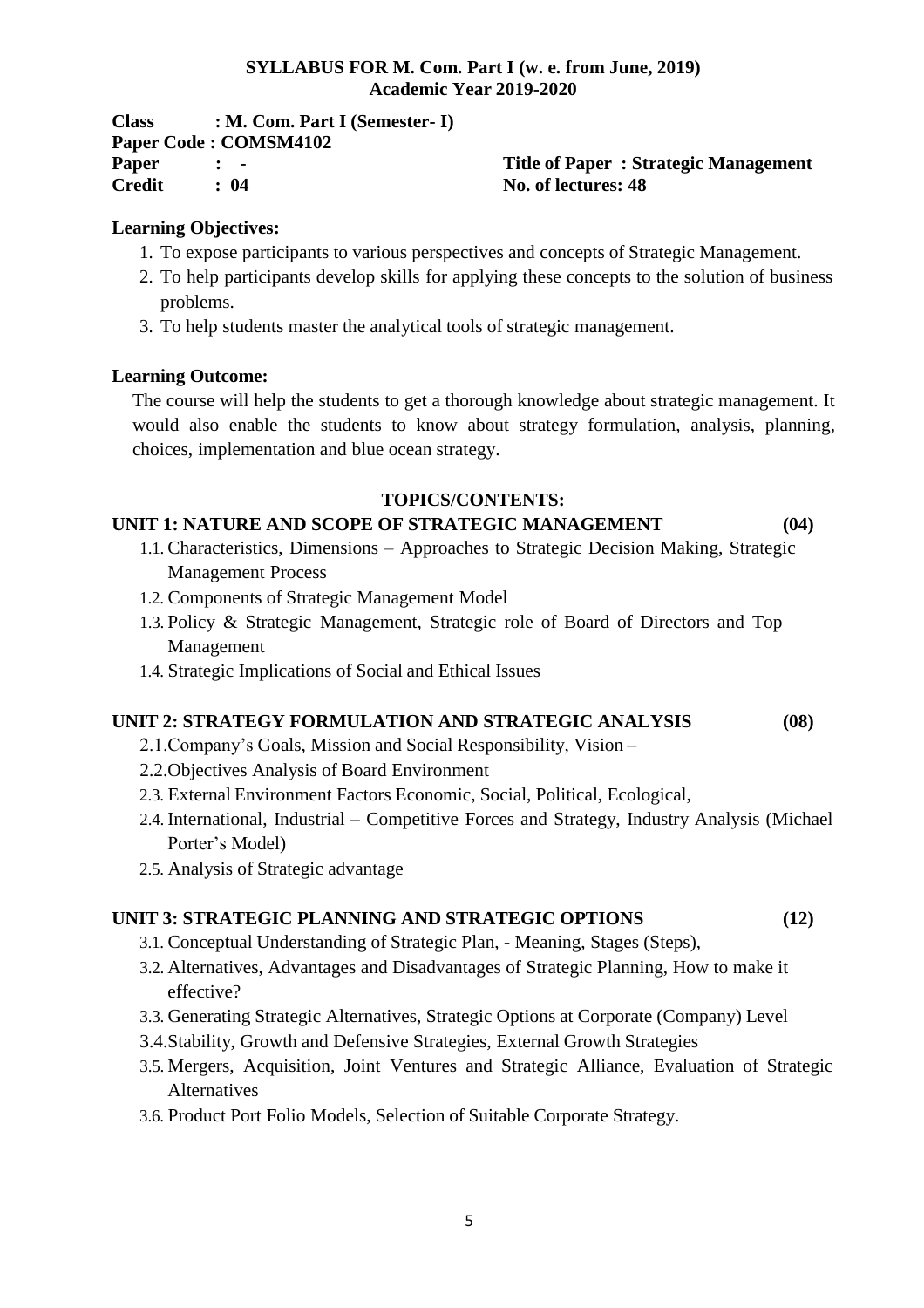**SYLLABUS FOR M. Com. Part I (w. e. from June, 2019)**
**Academic Year 2019-2020**

**Class : M. Com. Part I (Semester- I)**
**Paper Code : COMSM4102**
**Paper : -** **Title of Paper : Strategic Management**
**Credit : 04** **No. of lectures: 48**

**Learning Objectives:**

1. To expose participants to various perspectives and concepts of Strategic Management.
2. To help participants develop skills for applying these concepts to the solution of business problems.
3. To help students master the analytical tools of strategic management.

**Learning Outcome:**

The course will help the students to get a thorough knowledge about strategic management. It would also enable the students to know about strategy formulation, analysis, planning, choices, implementation and blue ocean strategy.

**TOPICS/CONTENTS:**

**UNIT 1: NATURE AND SCOPE OF STRATEGIC MANAGEMENT (04)**

1.1. Characteristics, Dimensions – Approaches to Strategic Decision Making, Strategic Management Process
1.2. Components of Strategic Management Model
1.3. Policy & Strategic Management, Strategic role of Board of Directors and Top Management
1.4. Strategic Implications of Social and Ethical Issues

**UNIT 2: STRATEGY FORMULATION AND STRATEGIC ANALYSIS (08)**

2.1. Company's Goals, Mission and Social Responsibility, Vision –
2.2. Objectives Analysis of Board Environment
2.3. External Environment Factors Economic, Social, Political, Ecological,
2.4. International, Industrial – Competitive Forces and Strategy, Industry Analysis (Michael Porter's Model)
2.5. Analysis of Strategic advantage

**UNIT 3: STRATEGIC PLANNING AND STRATEGIC OPTIONS (12)**

3.1. Conceptual Understanding of Strategic Plan, - Meaning, Stages (Steps),
3.2. Alternatives, Advantages and Disadvantages of Strategic Planning, How to make it effective?
3.3. Generating Strategic Alternatives, Strategic Options at Corporate (Company) Level
3.4. Stability, Growth and Defensive Strategies, External Growth Strategies
3.5. Mergers, Acquisition, Joint Ventures and Strategic Alliance, Evaluation of Strategic Alternatives
3.6. Product Port Folio Models, Selection of Suitable Corporate Strategy.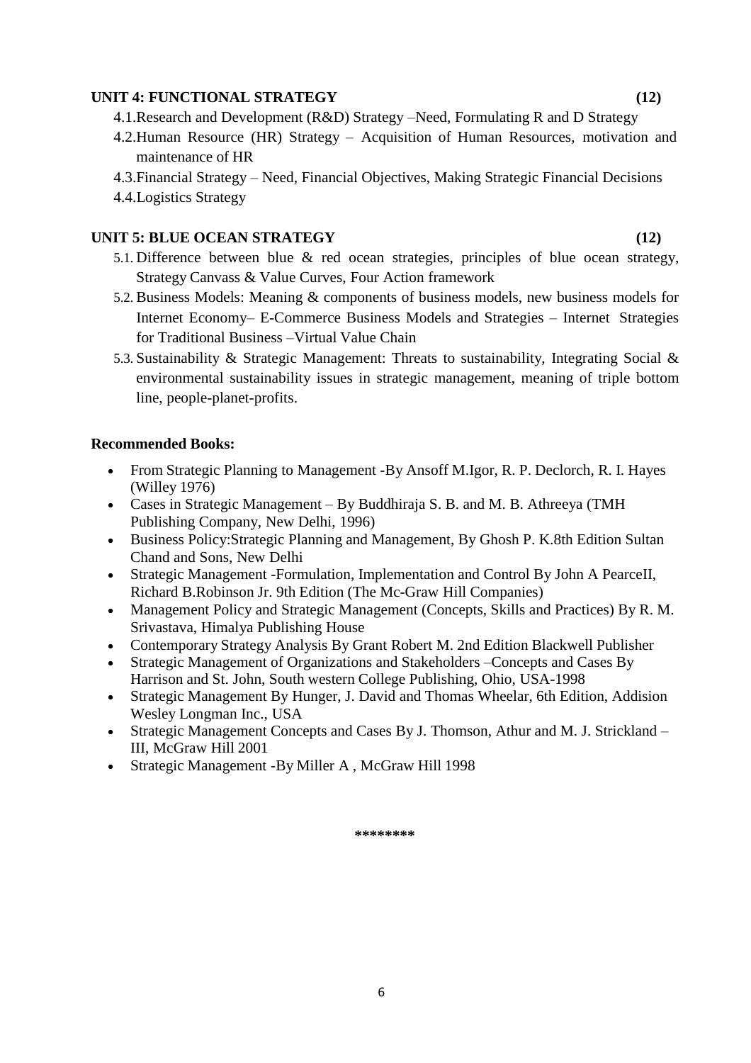**UNIT 4: FUNCTIONAL STRATEGY (12)**

- 4.1. Research and Development (R&D) Strategy –Need, Formulating R and D Strategy
- 4.2. Human Resource (HR) Strategy – Acquisition of Human Resources, motivation and maintenance of HR
- 4.3. Financial Strategy – Need, Financial Objectives, Making Strategic Financial Decisions
- 4.4. Logistics Strategy

**UNIT 5: BLUE OCEAN STRATEGY (12)**

- 5.1. Difference between blue & red ocean strategies, principles of blue ocean strategy, Strategy Canvass & Value Curves, Four Action framework
- 5.2. Business Models: Meaning & components of business models, new business models for Internet Economy– E-Commerce Business Models and Strategies – Internet Strategies for Traditional Business –Virtual Value Chain
- 5.3. Sustainability & Strategic Management: Threats to sustainability, Integrating Social & environmental sustainability issues in strategic management, meaning of triple bottom line, people-planet-profits.

**Recommended Books:**

- From Strategic Planning to Management -By Ansoff M.Igor, R. P. Declorch, R. I. Hayes (Willey 1976)
- Cases in Strategic Management – By Buddhiraja S. B. and M. B. Athreeya (TMH Publishing Company, New Delhi, 1996)
- Business Policy:Strategic Planning and Management, By Ghosh P. K.8th Edition Sultan Chand and Sons, New Delhi
- Strategic Management -Formulation, Implementation and Control By John A PearceII, Richard B.Robinson Jr. 9th Edition (The Mc-Graw Hill Companies)
- Management Policy and Strategic Management (Concepts, Skills and Practices) By R. M. Srivastava, Himalya Publishing House
- Contemporary Strategy Analysis By Grant Robert M. 2nd Edition Blackwell Publisher
- Strategic Management of Organizations and Stakeholders –Concepts and Cases By Harrison and St. John, South western College Publishing, Ohio, USA-1998
- Strategic Management By Hunger, J. David and Thomas Wheelar, 6th Edition, Addision Wesley Longman Inc., USA
- Strategic Management Concepts and Cases By J. Thomson, Athur and M. J. Strickland – III, McGraw Hill 2001
- Strategic Management -By Miller A , McGraw Hill 1998

********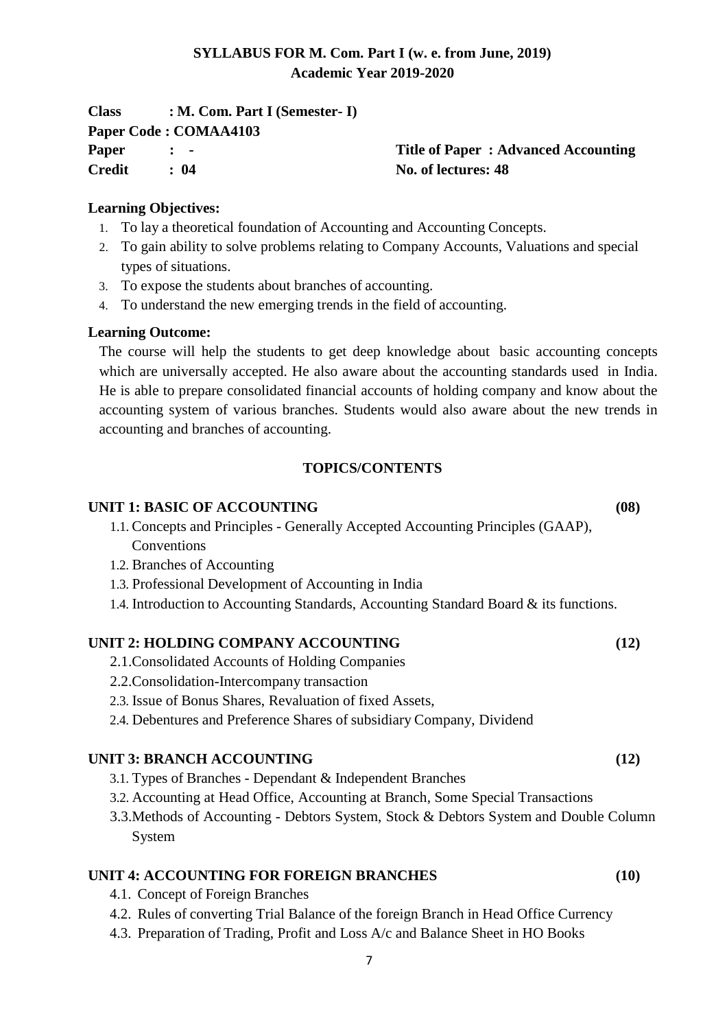**SYLLABUS FOR M. Com. Part I (w. e. from June, 2019)**
**Academic Year 2019-2020**

**Class : M. Com. Part I (Semester- I)**
**Paper Code : COMAA4103**
**Paper : -** **Title of Paper : Advanced Accounting**
**Credit : 04** **No. of lectures: 48**

**Learning Objectives:**

1. To lay a theoretical foundation of Accounting and Accounting Concepts.
2. To gain ability to solve problems relating to Company Accounts, Valuations and special types of situations.
3. To expose the students about branches of accounting.
4. To understand the new emerging trends in the field of accounting.

**Learning Outcome:**

The course will help the students to get deep knowledge about basic accounting concepts which are universally accepted. He also aware about the accounting standards used in India. He is able to prepare consolidated financial accounts of holding company and know about the accounting system of various branches. Students would also aware about the new trends in accounting and branches of accounting.

**TOPICS/CONTENTS**

**UNIT 1: BASIC OF ACCOUNTING (08)**

1.1. Concepts and Principles - Generally Accepted Accounting Principles (GAAP), Conventions
1.2. Branches of Accounting
1.3. Professional Development of Accounting in India
1.4. Introduction to Accounting Standards, Accounting Standard Board & its functions.

**UNIT 2: HOLDING COMPANY ACCOUNTING (12)**

2.1. Consolidated Accounts of Holding Companies
2.2. Consolidation-Intercompany transaction
2.3. Issue of Bonus Shares, Revaluation of fixed Assets,
2.4. Debentures and Preference Shares of subsidiary Company, Dividend

**UNIT 3: BRANCH ACCOUNTING (12)**

3.1. Types of Branches - Dependant & Independent Branches
3.2. Accounting at Head Office, Accounting at Branch, Some Special Transactions
3.3. Methods of Accounting - Debtors System, Stock & Debtors System and Double Column System

**UNIT 4: ACCOUNTING FOR FOREIGN BRANCHES (10)**

4.1. Concept of Foreign Branches
4.2. Rules of converting Trial Balance of the foreign Branch in Head Office Currency
4.3. Preparation of Trading, Profit and Loss A/c and Balance Sheet in HO Books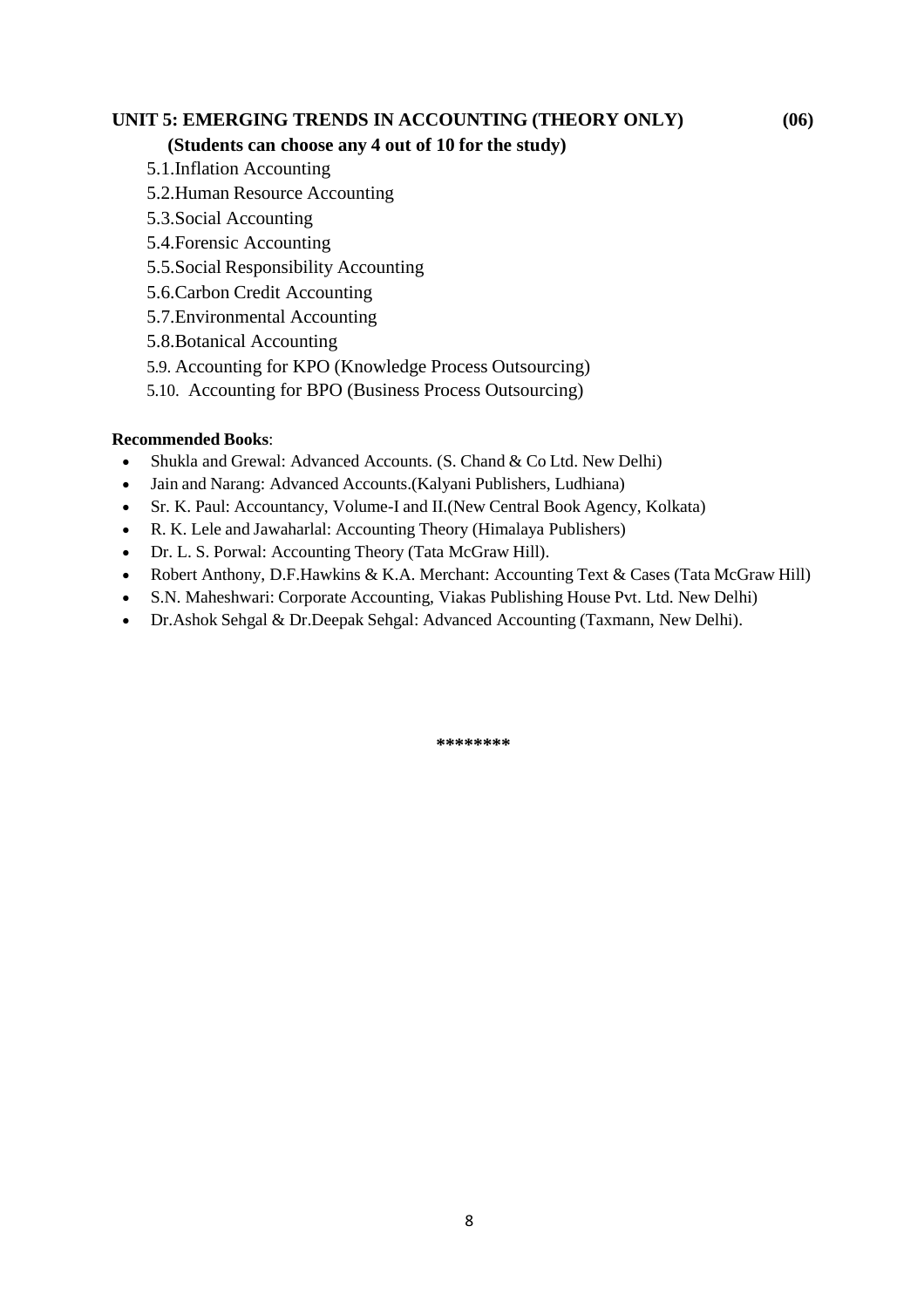**UNIT 5: EMERGING TRENDS IN ACCOUNTING (THEORY ONLY) (06)**

**(Students can choose any 4 out of 10 for the study)**

5.1. Inflation Accounting

5.2. Human Resource Accounting

5.3. Social Accounting

5.4. Forensic Accounting

5.5. Social Responsibility Accounting

5.6. Carbon Credit Accounting

5.7. Environmental Accounting

5.8. Botanical Accounting

5.9. Accounting for KPO (Knowledge Process Outsourcing)

5.10. Accounting for BPO (Business Process Outsourcing)

**Recommended Books**:

- Shukla and Grewal: Advanced Accounts. (S. Chand & Co Ltd. New Delhi)
- Jain and Narang: Advanced Accounts.(Kalyani Publishers, Ludhiana)
- Sr. K. Paul: Accountancy, Volume-I and II.(New Central Book Agency, Kolkata)
- R. K. Lele and Jawaharlal: Accounting Theory (Himalaya Publishers)
- Dr. L. S. Porwal: Accounting Theory (Tata McGraw Hill).
- Robert Anthony, D.F.Hawkins & K.A. Merchant: Accounting Text & Cases (Tata McGraw Hill)
- S.N. Maheshwari: Corporate Accounting, Viakas Publishing House Pvt. Ltd. New Delhi)
- Dr.Ashok Sehgal & Dr.Deepak Sehgal: Advanced Accounting (Taxmann, New Delhi).

********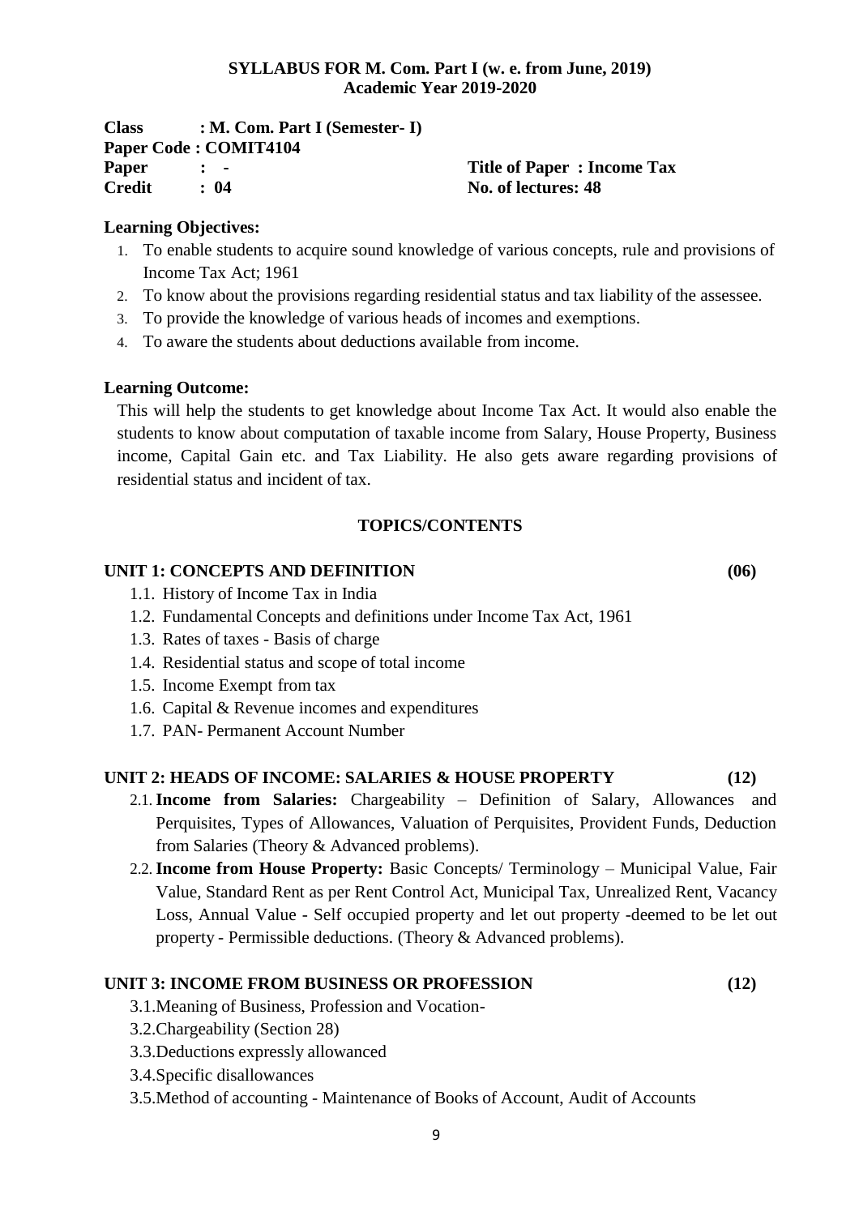**SYLLABUS FOR M. Com. Part I (w. e. from June, 2019)**
**Academic Year 2019-2020**

**Class : M. Com. Part I (Semester- I)**
**Paper Code : COMIT4104**
**Paper : -** **Title of Paper : Income Tax**
**Credit : 04** **No. of lectures: 48**

**Learning Objectives:**

1. To enable students to acquire sound knowledge of various concepts, rule and provisions of Income Tax Act; 1961
2. To know about the provisions regarding residential status and tax liability of the assessee.
3. To provide the knowledge of various heads of incomes and exemptions.
4. To aware the students about deductions available from income.

**Learning Outcome:**

This will help the students to get knowledge about Income Tax Act. It would also enable the students to know about computation of taxable income from Salary, House Property, Business income, Capital Gain etc. and Tax Liability. He also gets aware regarding provisions of residential status and incident of tax.

**TOPICS/CONTENTS**

**UNIT 1: CONCEPTS AND DEFINITION (06)**

1.1. History of Income Tax in India
1.2. Fundamental Concepts and definitions under Income Tax Act, 1961
1.3. Rates of taxes - Basis of charge
1.4. Residential status and scope of total income
1.5. Income Exempt from tax
1.6. Capital & Revenue incomes and expenditures
1.7. PAN- Permanent Account Number

**UNIT 2: HEADS OF INCOME: SALARIES & HOUSE PROPERTY (12)**

2.1. **Income from Salaries:** Chargeability – Definition of Salary, Allowances and Perquisites, Types of Allowances, Valuation of Perquisites, Provident Funds, Deduction from Salaries (Theory & Advanced problems).
2.2. **Income from House Property:** Basic Concepts/ Terminology – Municipal Value, Fair Value, Standard Rent as per Rent Control Act, Municipal Tax, Unrealized Rent, Vacancy Loss, Annual Value - Self occupied property and let out property -deemed to be let out property - Permissible deductions. (Theory & Advanced problems).

**UNIT 3: INCOME FROM BUSINESS OR PROFESSION (12)**

3.1.Meaning of Business, Profession and Vocation-
3.2.Chargeability (Section 28)
3.3.Deductions expressly allowanced
3.4.Specific disallowances
3.5.Method of accounting - Maintenance of Books of Account, Audit of Accounts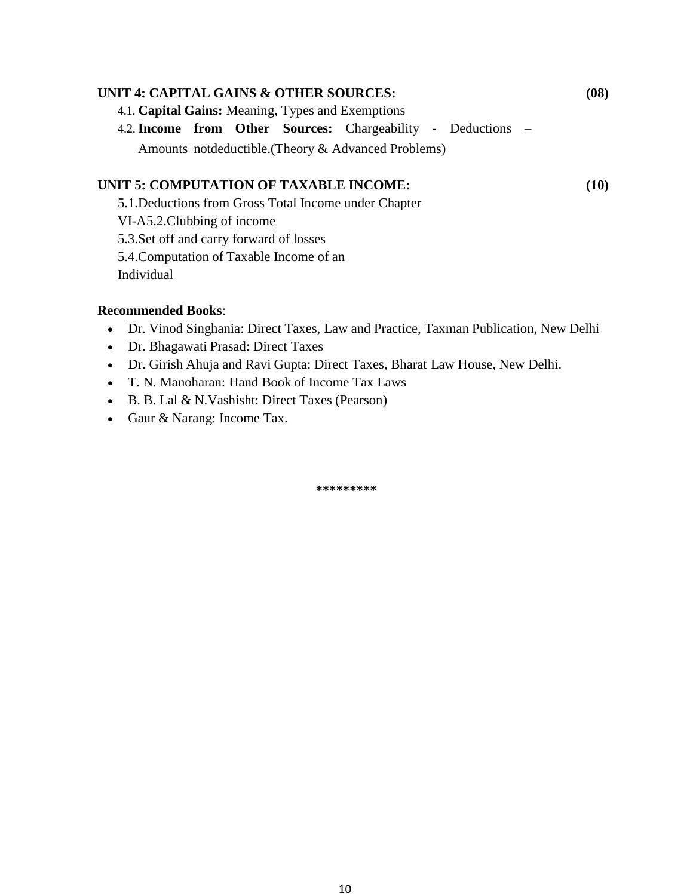**UNIT 4: CAPITAL GAINS & OTHER SOURCES: (08)**

4.1. **Capital Gains:** Meaning, Types and Exemptions

4.2. **Income from Other Sources:** Chargeability - Deductions – Amounts notdeductible.(Theory & Advanced Problems)

**UNIT 5: COMPUTATION OF TAXABLE INCOME: (10)**

5.1.Deductions from Gross Total Income under Chapter VI-A5.2.Clubbing of income

5.3.Set off and carry forward of losses

5.4.Computation of Taxable Income of an Individual

**Recommended Books**:

- Dr. Vinod Singhania: Direct Taxes, Law and Practice, Taxman Publication, New Delhi
- Dr. Bhagawati Prasad: Direct Taxes
- Dr. Girish Ahuja and Ravi Gupta: Direct Taxes, Bharat Law House, New Delhi.
- T. N. Manoharan: Hand Book of Income Tax Laws
- B. B. Lal & N.Vashisht: Direct Taxes (Pearson)
- Gaur & Narang: Income Tax.

*********